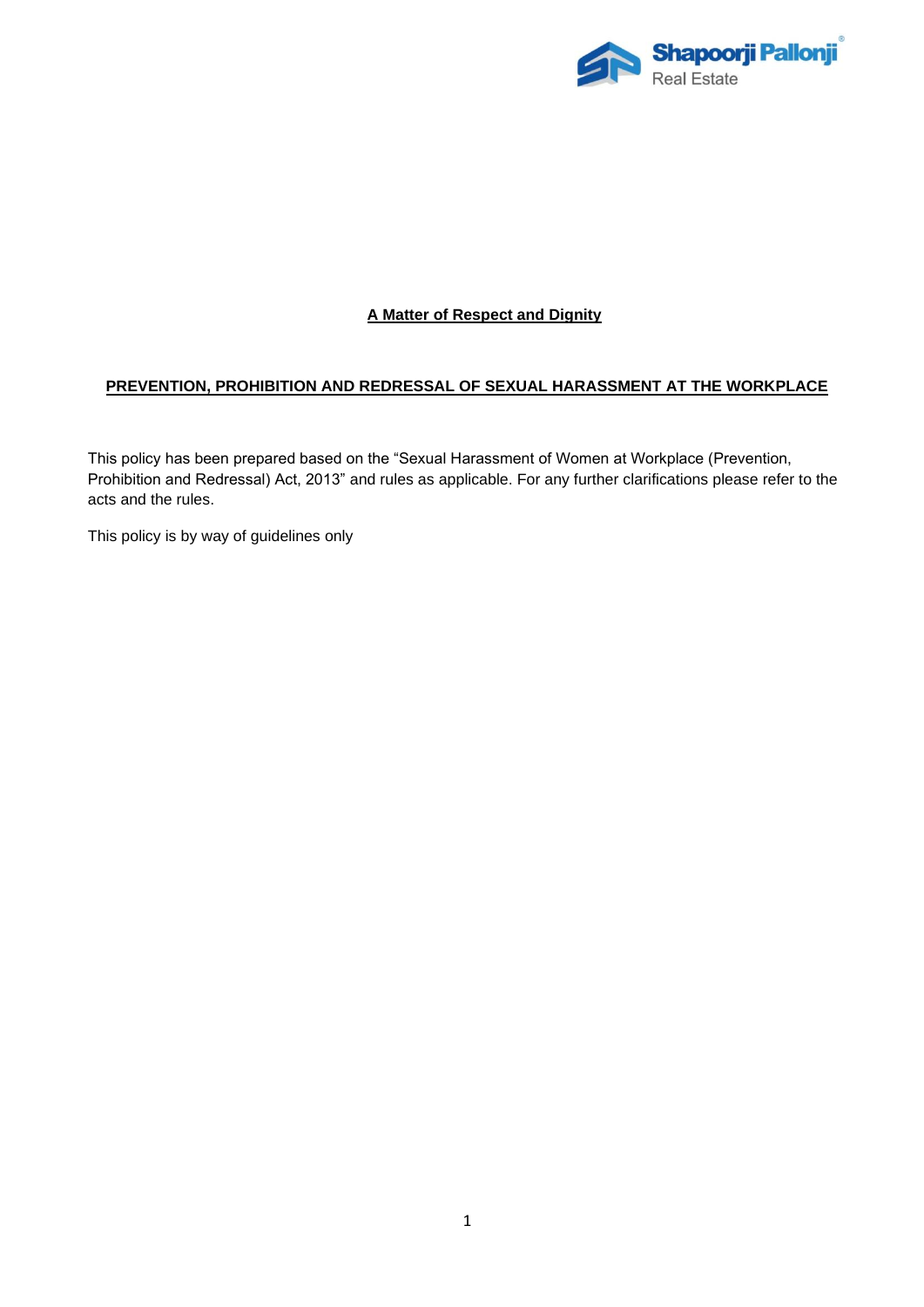**A Matter of Respect and Dignity**

## PREVENTION, PROHIBITION AND REDRESSAL OF SEXUAL HARASSMENT AT THE WORKPLACE

This policy has been prepared based on the "Sexual Harassment of Women at Workplace (Prevention, Prohibition and Redressal) Act, 2013" and rules as applicable. For any further clarifications please refer to the acts and the rules.

This policy is by way of guidelines only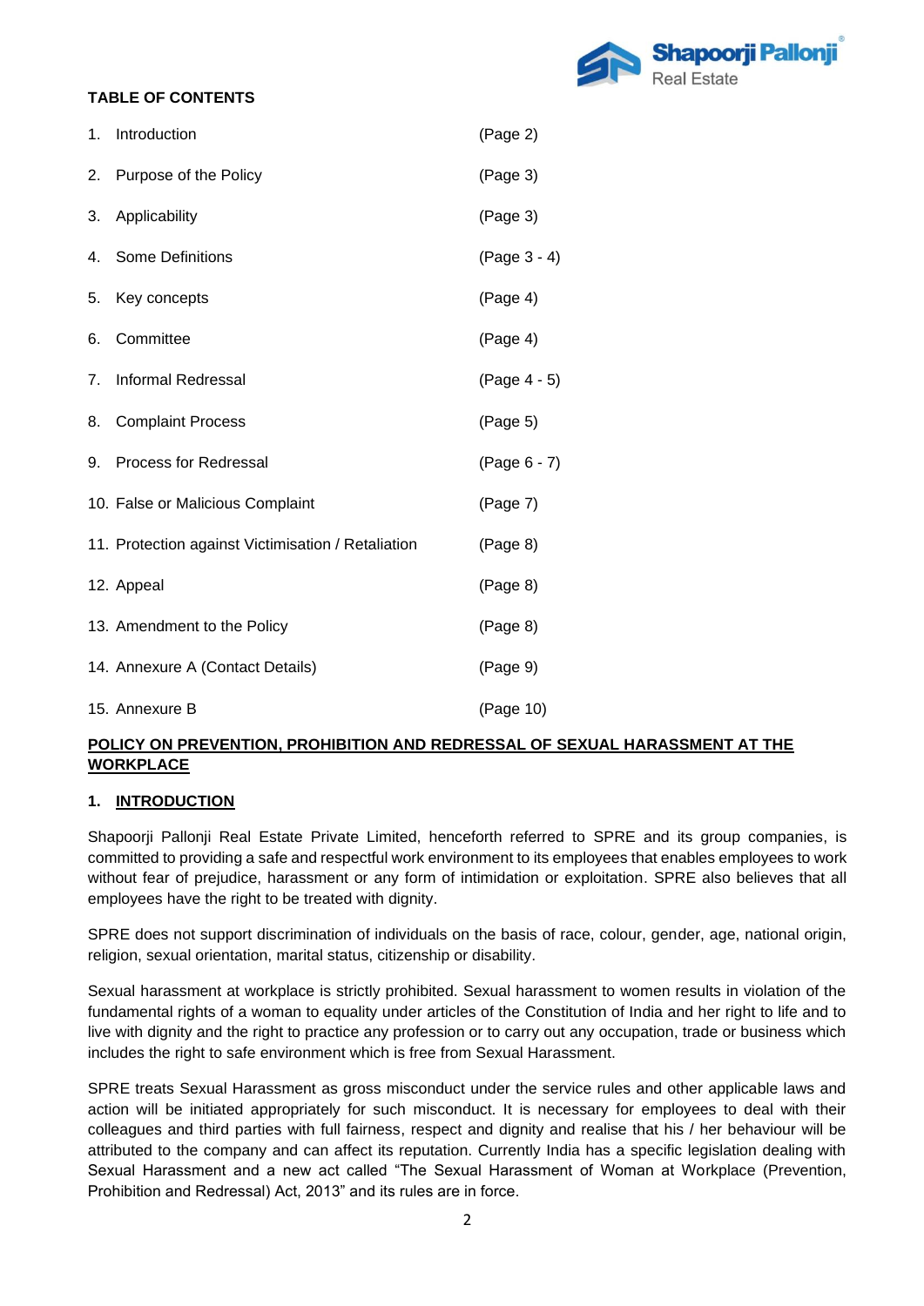**TABLE OF CONTENTS**

| | |
|---|---|
| 1. Introduction | (Page 2) |
| 2. Purpose of the Policy | (Page 3) |
| 3. Applicability | (Page 3) |
| 4. Some Definitions | (Page 3 - 4) |
| 5. Key concepts | (Page 4) |
| 6. Committee | (Page 4) |
| 7. Informal Redressal | (Page 4 - 5) |
| 8. Complaint Process | (Page 5) |
| 9. Process for Redressal | (Page 6 - 7) |
| 10. False or Malicious Complaint | (Page 7) |
| 11. Protection against Victimisation / Retaliation | (Page 8) |
| 12. Appeal | (Page 8) |
| 13. Amendment to the Policy | (Page 8) |
| 14. Annexure A (Contact Details) | (Page 9) |
| 15. Annexure B | (Page 10) |

# POLICY ON PREVENTION, PROHIBITION AND REDRESSAL OF SEXUAL HARASSMENT AT THE WORKPLACE

## 1. INTRODUCTION

Shapoorji Pallonji Real Estate Private Limited, henceforth referred to SPRE and its group companies, is committed to providing a safe and respectful work environment to its employees that enables employees to work without fear of prejudice, harassment or any form of intimidation or exploitation. SPRE also believes that all employees have the right to be treated with dignity.

SPRE does not support discrimination of individuals on the basis of race, colour, gender, age, national origin, religion, sexual orientation, marital status, citizenship or disability.

Sexual harassment at workplace is strictly prohibited. Sexual harassment to women results in violation of the fundamental rights of a woman to equality under articles of the Constitution of India and her right to life and to live with dignity and the right to practice any profession or to carry out any occupation, trade or business which includes the right to safe environment which is free from Sexual Harassment.

SPRE treats Sexual Harassment as gross misconduct under the service rules and other applicable laws and action will be initiated appropriately for such misconduct. It is necessary for employees to deal with their colleagues and third parties with full fairness, respect and dignity and realise that his / her behaviour will be attributed to the company and can affect its reputation. Currently India has a specific legislation dealing with Sexual Harassment and a new act called "The Sexual Harassment of Woman at Workplace (Prevention, Prohibition and Redressal) Act, 2013" and its rules are in force.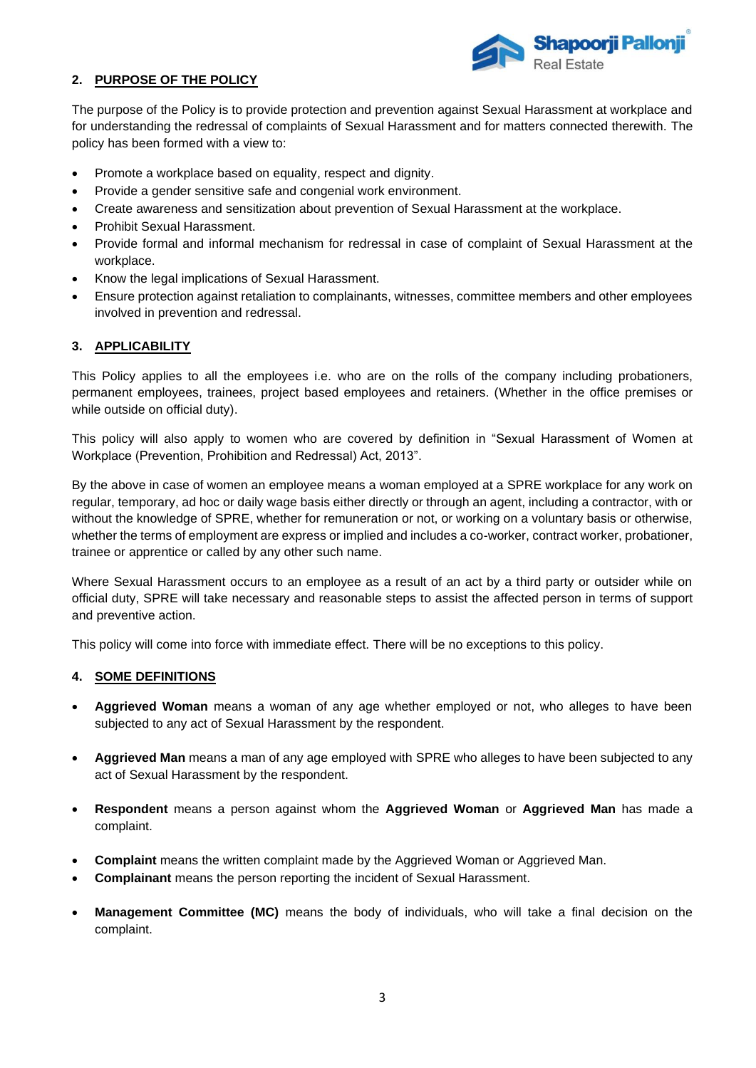## 2. PURPOSE OF THE POLICY

The purpose of the Policy is to provide protection and prevention against Sexual Harassment at workplace and for understanding the redressal of complaints of Sexual Harassment and for matters connected therewith. The policy has been formed with a view to:

- Promote a workplace based on equality, respect and dignity.
- Provide a gender sensitive safe and congenial work environment.
- Create awareness and sensitization about prevention of Sexual Harassment at the workplace.
- Prohibit Sexual Harassment.
- Provide formal and informal mechanism for redressal in case of complaint of Sexual Harassment at the workplace.
- Know the legal implications of Sexual Harassment.
- Ensure protection against retaliation to complainants, witnesses, committee members and other employees involved in prevention and redressal.

## 3. APPLICABILITY

This Policy applies to all the employees i.e. who are on the rolls of the company including probationers, permanent employees, trainees, project based employees and retainers. (Whether in the office premises or while outside on official duty).

This policy will also apply to women who are covered by definition in "Sexual Harassment of Women at Workplace (Prevention, Prohibition and Redressal) Act, 2013".

By the above in case of women an employee means a woman employed at a SPRE workplace for any work on regular, temporary, ad hoc or daily wage basis either directly or through an agent, including a contractor, with or without the knowledge of SPRE, whether for remuneration or not, or working on a voluntary basis or otherwise, whether the terms of employment are express or implied and includes a co-worker, contract worker, probationer, trainee or apprentice or called by any other such name.

Where Sexual Harassment occurs to an employee as a result of an act by a third party or outsider while on official duty, SPRE will take necessary and reasonable steps to assist the affected person in terms of support and preventive action.

This policy will come into force with immediate effect. There will be no exceptions to this policy.

## 4. SOME DEFINITIONS

- **Aggrieved Woman** means a woman of any age whether employed or not, who alleges to have been subjected to any act of Sexual Harassment by the respondent.

- **Aggrieved Man** means a man of any age employed with SPRE who alleges to have been subjected to any act of Sexual Harassment by the respondent.

- **Respondent** means a person against whom the **Aggrieved Woman** or **Aggrieved Man** has made a complaint.

- **Complaint** means the written complaint made by the Aggrieved Woman or Aggrieved Man.
- **Complainant** means the person reporting the incident of Sexual Harassment.

- **Management Committee (MC)** means the body of individuals, who will take a final decision on the complaint.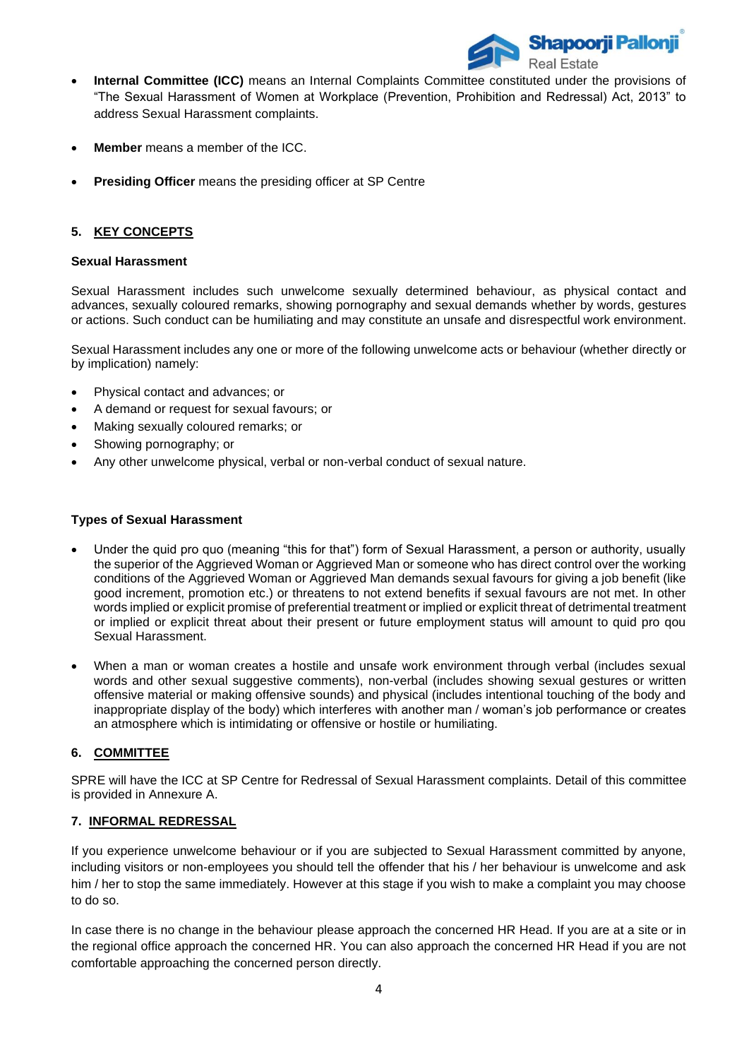- **Internal Committee (ICC)** means an Internal Complaints Committee constituted under the provisions of "The Sexual Harassment of Women at Workplace (Prevention, Prohibition and Redressal) Act, 2013" to address Sexual Harassment complaints.

- **Member** means a member of the ICC.

- **Presiding Officer** means the presiding officer at SP Centre

## 5. KEY CONCEPTS

### Sexual Harassment

Sexual Harassment includes such unwelcome sexually determined behaviour, as physical contact and advances, sexually coloured remarks, showing pornography and sexual demands whether by words, gestures or actions. Such conduct can be humiliating and may constitute an unsafe and disrespectful work environment.

Sexual Harassment includes any one or more of the following unwelcome acts or behaviour (whether directly or by implication) namely:

- Physical contact and advances; or
- A demand or request for sexual favours; or
- Making sexually coloured remarks; or
- Showing pornography; or
- Any other unwelcome physical, verbal or non-verbal conduct of sexual nature.

### Types of Sexual Harassment

- Under the quid pro quo (meaning "this for that") form of Sexual Harassment, a person or authority, usually the superior of the Aggrieved Woman or Aggrieved Man or someone who has direct control over the working conditions of the Aggrieved Woman or Aggrieved Man demands sexual favours for giving a job benefit (like good increment, promotion etc.) or threatens to not extend benefits if sexual favours are not met. In other words implied or explicit promise of preferential treatment or implied or explicit threat of detrimental treatment or implied or explicit threat about their present or future employment status will amount to quid pro qou Sexual Harassment.

- When a man or woman creates a hostile and unsafe work environment through verbal (includes sexual words and other sexual suggestive comments), non-verbal (includes showing sexual gestures or written offensive material or making offensive sounds) and physical (includes intentional touching of the body and inappropriate display of the body) which interferes with another man / woman's job performance or creates an atmosphere which is intimidating or offensive or hostile or humiliating.

## 6. COMMITTEE

SPRE will have the ICC at SP Centre for Redressal of Sexual Harassment complaints. Detail of this committee is provided in Annexure A.

## 7. INFORMAL REDRESSAL

If you experience unwelcome behaviour or if you are subjected to Sexual Harassment committed by anyone, including visitors or non-employees you should tell the offender that his / her behaviour is unwelcome and ask him / her to stop the same immediately. However at this stage if you wish to make a complaint you may choose to do so.

In case there is no change in the behaviour please approach the concerned HR Head. If you are at a site or in the regional office approach the concerned HR. You can also approach the concerned HR Head if you are not comfortable approaching the concerned person directly.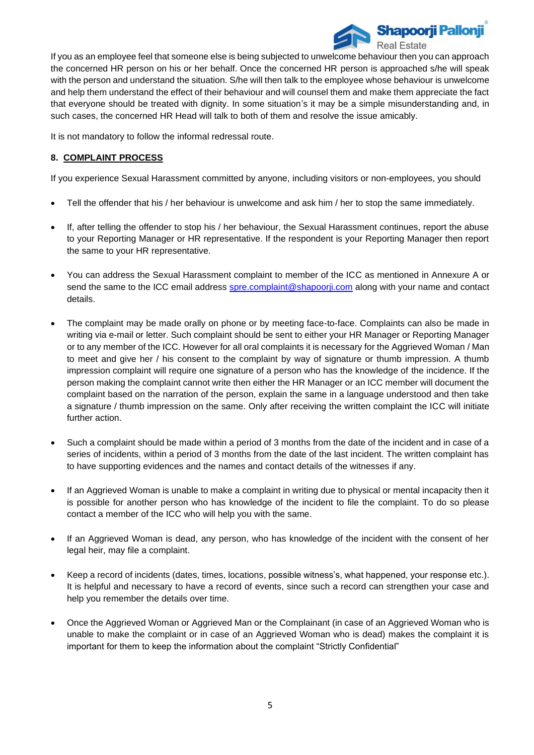If you as an employee feel that someone else is being subjected to unwelcome behaviour then you can approach the concerned HR person on his or her behalf. Once the concerned HR person is approached s/he will speak with the person and understand the situation. S/he will then talk to the employee whose behaviour is unwelcome and help them understand the effect of their behaviour and will counsel them and make them appreciate the fact that everyone should be treated with dignity. In some situation's it may be a simple misunderstanding and, in such cases, the concerned HR Head will talk to both of them and resolve the issue amicably.

It is not mandatory to follow the informal redressal route.

## 8. COMPLAINT PROCESS

If you experience Sexual Harassment committed by anyone, including visitors or non-employees, you should

- Tell the offender that his / her behaviour is unwelcome and ask him / her to stop the same immediately.
- If, after telling the offender to stop his / her behaviour, the Sexual Harassment continues, report the abuse to your Reporting Manager or HR representative. If the respondent is your Reporting Manager then report the same to your HR representative.
- You can address the Sexual Harassment complaint to member of the ICC as mentioned in Annexure A or send the same to the ICC email address spre.complaint@shapoorji.com along with your name and contact details.
- The complaint may be made orally on phone or by meeting face-to-face. Complaints can also be made in writing via e-mail or letter. Such complaint should be sent to either your HR Manager or Reporting Manager or to any member of the ICC. However for all oral complaints it is necessary for the Aggrieved Woman / Man to meet and give her / his consent to the complaint by way of signature or thumb impression. A thumb impression complaint will require one signature of a person who has the knowledge of the incidence. If the person making the complaint cannot write then either the HR Manager or an ICC member will document the complaint based on the narration of the person, explain the same in a language understood and then take a signature / thumb impression on the same. Only after receiving the written complaint the ICC will initiate further action.
- Such a complaint should be made within a period of 3 months from the date of the incident and in case of a series of incidents, within a period of 3 months from the date of the last incident. The written complaint has to have supporting evidences and the names and contact details of the witnesses if any.
- If an Aggrieved Woman is unable to make a complaint in writing due to physical or mental incapacity then it is possible for another person who has knowledge of the incident to file the complaint. To do so please contact a member of the ICC who will help you with the same.
- If an Aggrieved Woman is dead, any person, who has knowledge of the incident with the consent of her legal heir, may file a complaint.
- Keep a record of incidents (dates, times, locations, possible witness's, what happened, your response etc.). It is helpful and necessary to have a record of events, since such a record can strengthen your case and help you remember the details over time.
- Once the Aggrieved Woman or Aggrieved Man or the Complainant (in case of an Aggrieved Woman who is unable to make the complaint or in case of an Aggrieved Woman who is dead) makes the complaint it is important for them to keep the information about the complaint "Strictly Confidential"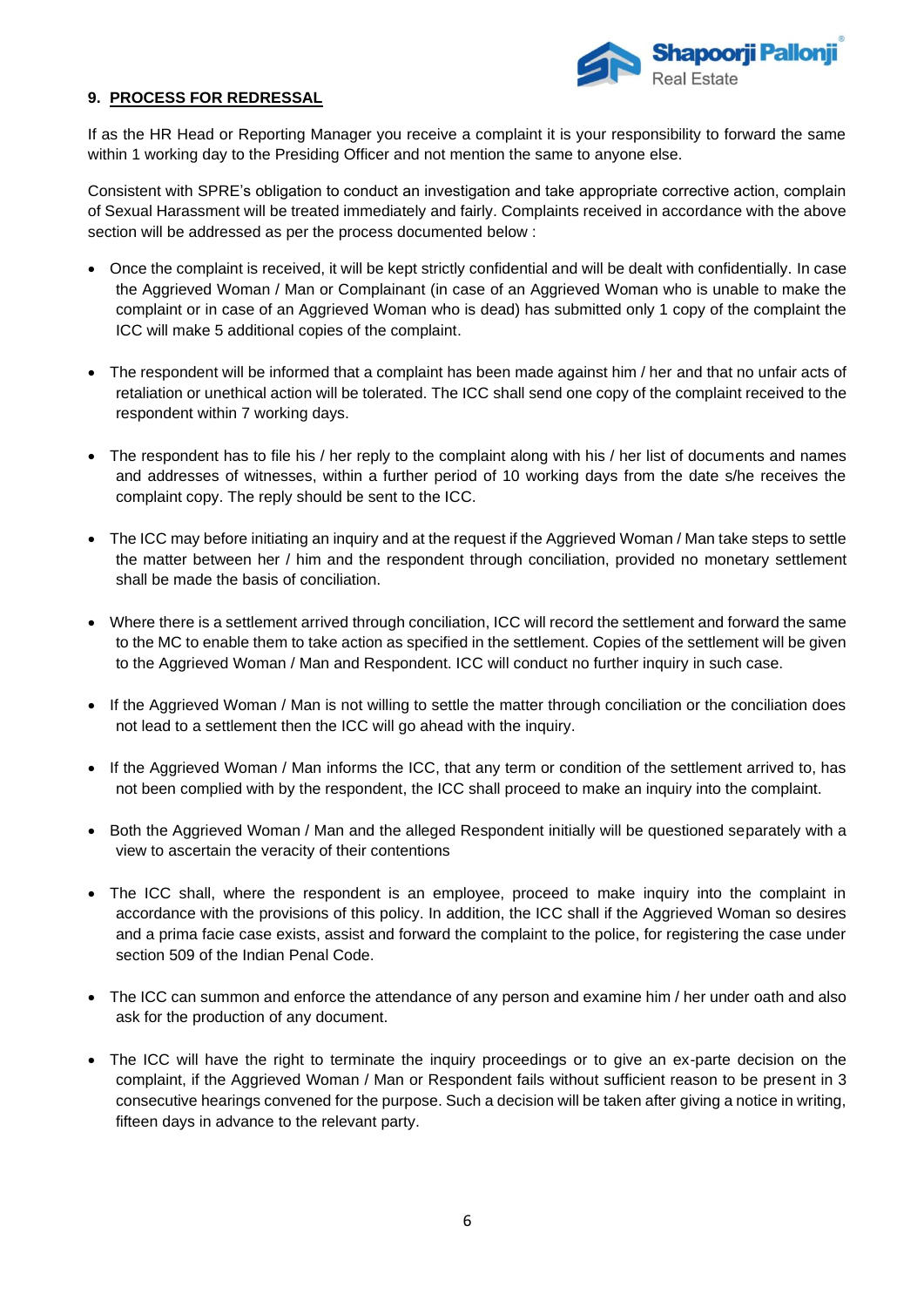## 9. PROCESS FOR REDRESSAL

If as the HR Head or Reporting Manager you receive a complaint it is your responsibility to forward the same within 1 working day to the Presiding Officer and not mention the same to anyone else.

Consistent with SPRE's obligation to conduct an investigation and take appropriate corrective action, complain of Sexual Harassment will be treated immediately and fairly. Complaints received in accordance with the above section will be addressed as per the process documented below :

- Once the complaint is received, it will be kept strictly confidential and will be dealt with confidentially. In case the Aggrieved Woman / Man or Complainant (in case of an Aggrieved Woman who is unable to make the complaint or in case of an Aggrieved Woman who is dead) has submitted only 1 copy of the complaint the ICC will make 5 additional copies of the complaint.
- The respondent will be informed that a complaint has been made against him / her and that no unfair acts of retaliation or unethical action will be tolerated. The ICC shall send one copy of the complaint received to the respondent within 7 working days.
- The respondent has to file his / her reply to the complaint along with his / her list of documents and names and addresses of witnesses, within a further period of 10 working days from the date s/he receives the complaint copy. The reply should be sent to the ICC.
- The ICC may before initiating an inquiry and at the request if the Aggrieved Woman / Man take steps to settle the matter between her / him and the respondent through conciliation, provided no monetary settlement shall be made the basis of conciliation.
- Where there is a settlement arrived through conciliation, ICC will record the settlement and forward the same to the MC to enable them to take action as specified in the settlement. Copies of the settlement will be given to the Aggrieved Woman / Man and Respondent. ICC will conduct no further inquiry in such case.
- If the Aggrieved Woman / Man is not willing to settle the matter through conciliation or the conciliation does not lead to a settlement then the ICC will go ahead with the inquiry.
- If the Aggrieved Woman / Man informs the ICC, that any term or condition of the settlement arrived to, has not been complied with by the respondent, the ICC shall proceed to make an inquiry into the complaint.
- Both the Aggrieved Woman / Man and the alleged Respondent initially will be questioned separately with a view to ascertain the veracity of their contentions
- The ICC shall, where the respondent is an employee, proceed to make inquiry into the complaint in accordance with the provisions of this policy. In addition, the ICC shall if the Aggrieved Woman so desires and a prima facie case exists, assist and forward the complaint to the police, for registering the case under section 509 of the Indian Penal Code.
- The ICC can summon and enforce the attendance of any person and examine him / her under oath and also ask for the production of any document.
- The ICC will have the right to terminate the inquiry proceedings or to give an ex-parte decision on the complaint, if the Aggrieved Woman / Man or Respondent fails without sufficient reason to be present in 3 consecutive hearings convened for the purpose. Such a decision will be taken after giving a notice in writing, fifteen days in advance to the relevant party.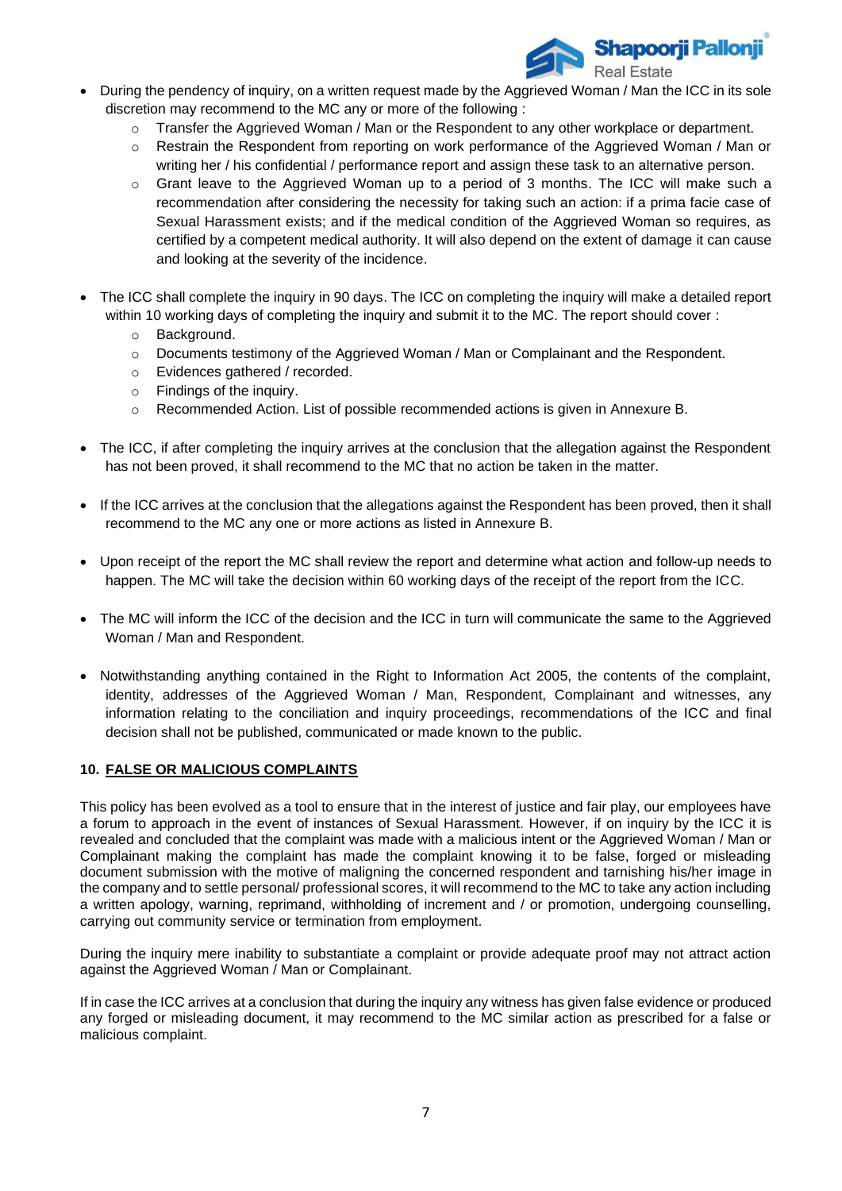- During the pendency of inquiry, on a written request made by the Aggrieved Woman / Man the ICC in its sole discretion may recommend to the MC any or more of the following :
  - Transfer the Aggrieved Woman / Man or the Respondent to any other workplace or department.
  - Restrain the Respondent from reporting on work performance of the Aggrieved Woman / Man or writing her / his confidential / performance report and assign these task to an alternative person.
  - Grant leave to the Aggrieved Woman up to a period of 3 months. The ICC will make such a recommendation after considering the necessity for taking such an action: if a prima facie case of Sexual Harassment exists; and if the medical condition of the Aggrieved Woman so requires, as certified by a competent medical authority. It will also depend on the extent of damage it can cause and looking at the severity of the incidence.

- The ICC shall complete the inquiry in 90 days. The ICC on completing the inquiry will make a detailed report within 10 working days of completing the inquiry and submit it to the MC. The report should cover :
  - Background.
  - Documents testimony of the Aggrieved Woman / Man or Complainant and the Respondent.
  - Evidences gathered / recorded.
  - Findings of the inquiry.
  - Recommended Action. List of possible recommended actions is given in Annexure B.

- The ICC, if after completing the inquiry arrives at the conclusion that the allegation against the Respondent has not been proved, it shall recommend to the MC that no action be taken in the matter.

- If the ICC arrives at the conclusion that the allegations against the Respondent has been proved, then it shall recommend to the MC any one or more actions as listed in Annexure B.

- Upon receipt of the report the MC shall review the report and determine what action and follow-up needs to happen. The MC will take the decision within 60 working days of the receipt of the report from the ICC.

- The MC will inform the ICC of the decision and the ICC in turn will communicate the same to the Aggrieved Woman / Man and Respondent.

- Notwithstanding anything contained in the Right to Information Act 2005, the contents of the complaint, identity, addresses of the Aggrieved Woman / Man, Respondent, Complainant and witnesses, any information relating to the conciliation and inquiry proceedings, recommendations of the ICC and final decision shall not be published, communicated or made known to the public.

## 10. FALSE OR MALICIOUS COMPLAINTS

This policy has been evolved as a tool to ensure that in the interest of justice and fair play, our employees have a forum to approach in the event of instances of Sexual Harassment. However, if on inquiry by the ICC it is revealed and concluded that the complaint was made with a malicious intent or the Aggrieved Woman / Man or Complainant making the complaint has made the complaint knowing it to be false, forged or misleading document submission with the motive of maligning the concerned respondent and tarnishing his/her image in the company and to settle personal/ professional scores, it will recommend to the MC to take any action including a written apology, warning, reprimand, withholding of increment and / or promotion, undergoing counselling, carrying out community service or termination from employment.

During the inquiry mere inability to substantiate a complaint or provide adequate proof may not attract action against the Aggrieved Woman / Man or Complainant.

If in case the ICC arrives at a conclusion that during the inquiry any witness has given false evidence or produced any forged or misleading document, it may recommend to the MC similar action as prescribed for a false or malicious complaint.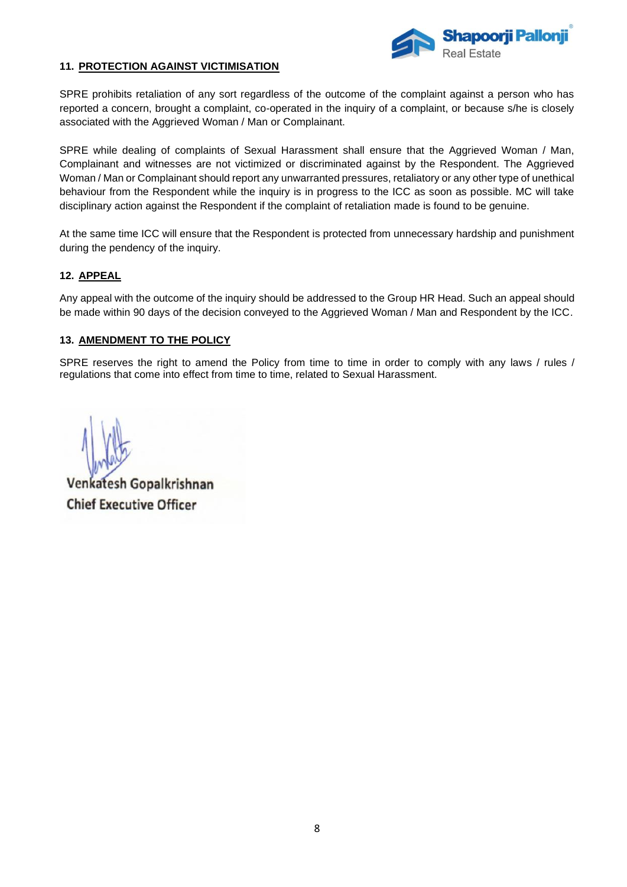## 11. PROTECTION AGAINST VICTIMISATION

SPRE prohibits retaliation of any sort regardless of the outcome of the complaint against a person who has reported a concern, brought a complaint, co-operated in the inquiry of a complaint, or because s/he is closely associated with the Aggrieved Woman / Man or Complainant.

SPRE while dealing of complaints of Sexual Harassment shall ensure that the Aggrieved Woman / Man, Complainant and witnesses are not victimized or discriminated against by the Respondent. The Aggrieved Woman / Man or Complainant should report any unwarranted pressures, retaliatory or any other type of unethical behaviour from the Respondent while the inquiry is in progress to the ICC as soon as possible. MC will take disciplinary action against the Respondent if the complaint of retaliation made is found to be genuine.

At the same time ICC will ensure that the Respondent is protected from unnecessary hardship and punishment during the pendency of the inquiry.

## 12. APPEAL

Any appeal with the outcome of the inquiry should be addressed to the Group HR Head. Such an appeal should be made within 90 days of the decision conveyed to the Aggrieved Woman / Man and Respondent by the ICC.

## 13. AMENDMENT TO THE POLICY

SPRE reserves the right to amend the Policy from time to time in order to comply with any laws / rules / regulations that come into effect from time to time, related to Sexual Harassment.

Venkatesh Gopalkrishnan
Chief Executive Officer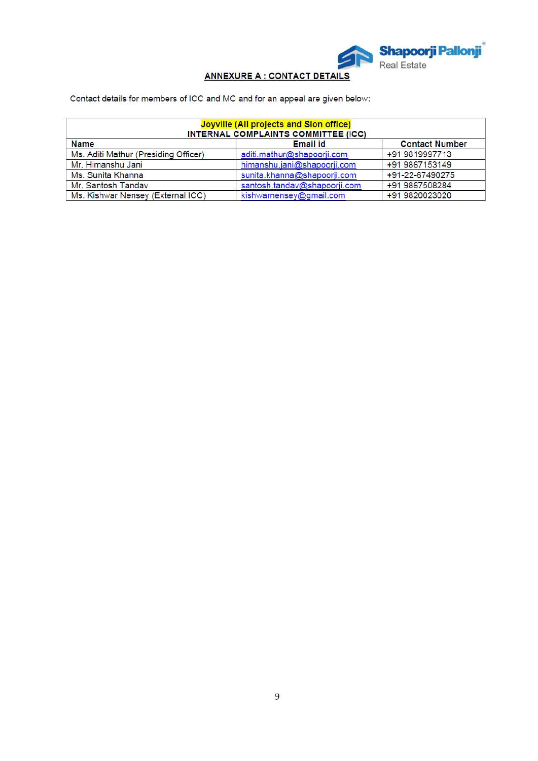## ANNEXURE A : CONTACT DETAILS

Contact details for members of ICC and MC and for an appeal are given below:

| Joyville (All projects and Sion office) INTERNAL COMPLAINTS COMMITTEE (ICC) | | |
|---|---|---|
| **Name** | **Email id** | **Contact Number** |
| Ms. Aditi Mathur (Presiding Officer) | aditi.mathur@shapoorji.com | +91 9819997713 |
| Mr. Himanshu Jani | himanshu.jani@shapoorji.com | +91 9867153149 |
| Ms. Sunita Khanna | sunita.khanna@shapoorji.com | +91-22-67490275 |
| Mr. Santosh Tandav | santosh.tandav@shapoorji.com | +91 9867508284 |
| Ms. Kishwar Nensey (External ICC) | kishwarnensey@gmail.com | +91 9820023020 |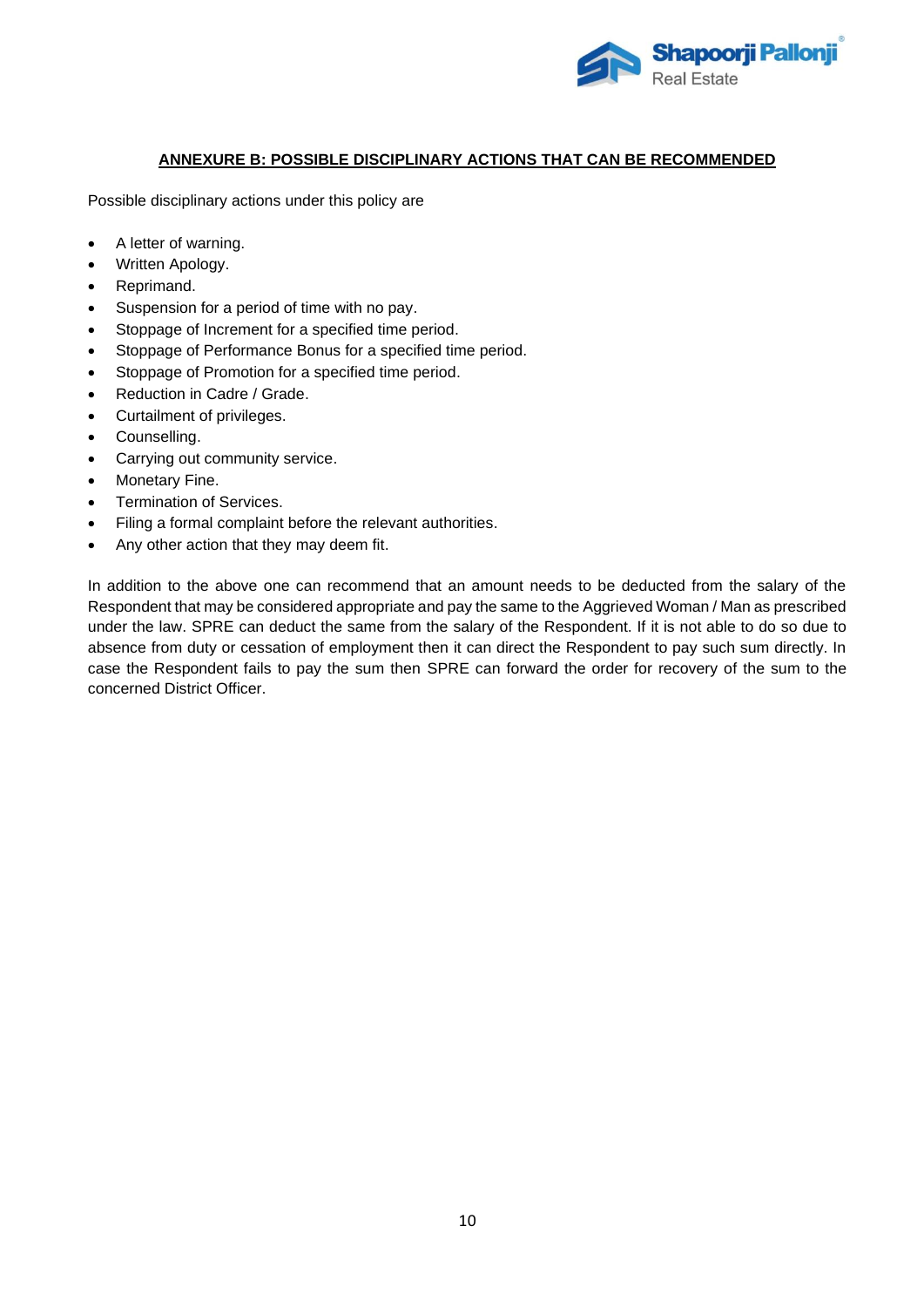## ANNEXURE B: POSSIBLE DISCIPLINARY ACTIONS THAT CAN BE RECOMMENDED

Possible disciplinary actions under this policy are

- A letter of warning.
- Written Apology.
- Reprimand.
- Suspension for a period of time with no pay.
- Stoppage of Increment for a specified time period.
- Stoppage of Performance Bonus for a specified time period.
- Stoppage of Promotion for a specified time period.
- Reduction in Cadre / Grade.
- Curtailment of privileges.
- Counselling.
- Carrying out community service.
- Monetary Fine.
- Termination of Services.
- Filing a formal complaint before the relevant authorities.
- Any other action that they may deem fit.

In addition to the above one can recommend that an amount needs to be deducted from the salary of the Respondent that may be considered appropriate and pay the same to the Aggrieved Woman / Man as prescribed under the law. SPRE can deduct the same from the salary of the Respondent. If it is not able to do so due to absence from duty or cessation of employment then it can direct the Respondent to pay such sum directly. In case the Respondent fails to pay the sum then SPRE can forward the order for recovery of the sum to the concerned District Officer.